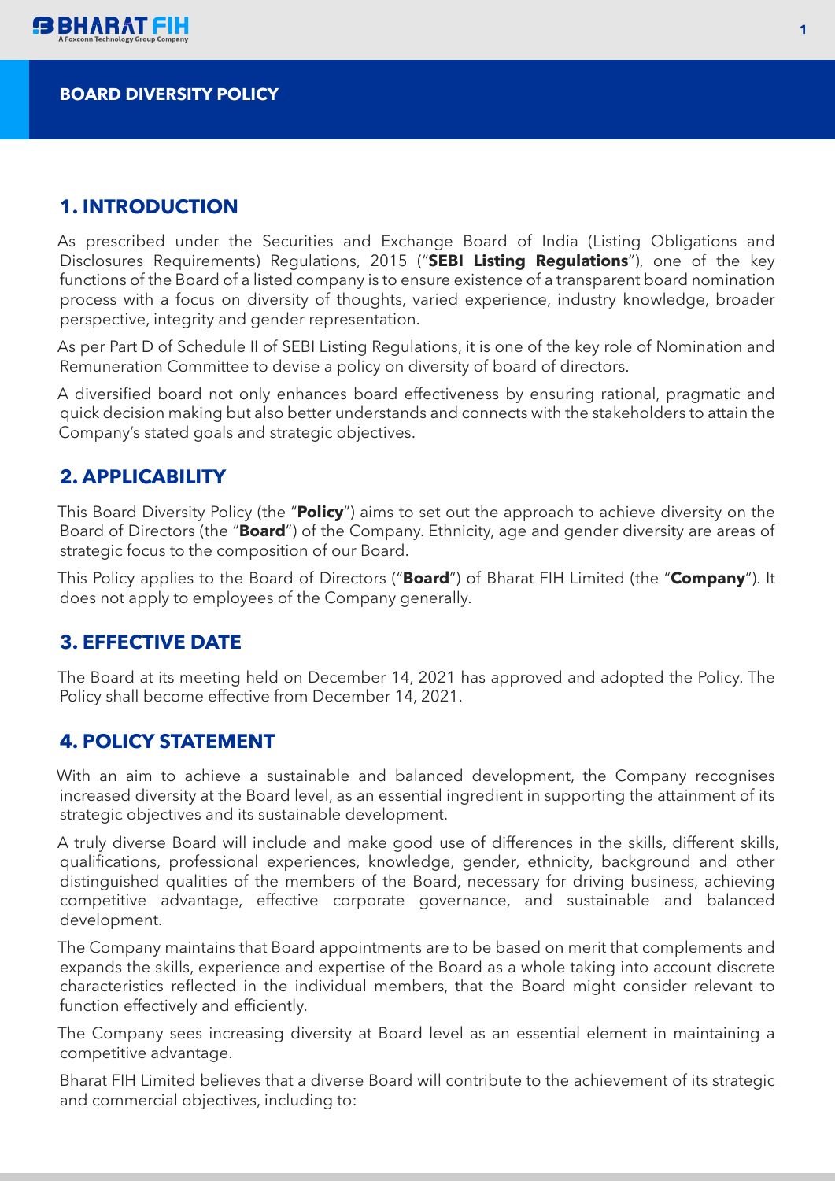# BOARD DIVERSITY POLICY

## 1. INTRODUCTION

As prescribed under the Securities and Exchange Board of India (Listing Obligations and Disclosures Requirements) Regulations, 2015 ("**SEBI Listing Regulations**"), one of the key functions of the Board of a listed company is to ensure existence of a transparent board nomination process with a focus on diversity of thoughts, varied experience, industry knowledge, broader perspective, integrity and gender representation.

As per Part D of Schedule II of SEBI Listing Regulations, it is one of the key role of Nomination and Remuneration Committee to devise a policy on diversity of board of directors.

A diversified board not only enhances board effectiveness by ensuring rational, pragmatic and quick decision making but also better understands and connects with the stakeholders to attain the Company's stated goals and strategic objectives.

## 2. APPLICABILITY

This Board Diversity Policy (the "**Policy**") aims to set out the approach to achieve diversity on the Board of Directors (the "**Board**") of the Company. Ethnicity, age and gender diversity are areas of strategic focus to the composition of our Board.

This Policy applies to the Board of Directors ("**Board**") of Bharat FIH Limited (the "**Company**"). It does not apply to employees of the Company generally.

## 3. EFFECTIVE DATE

The Board at its meeting held on December 14, 2021 has approved and adopted the Policy. The Policy shall become effective from December 14, 2021.

## 4. POLICY STATEMENT

With an aim to achieve a sustainable and balanced development, the Company recognises increased diversity at the Board level, as an essential ingredient in supporting the attainment of its strategic objectives and its sustainable development.

A truly diverse Board will include and make good use of differences in the skills, different skills, qualifications, professional experiences, knowledge, gender, ethnicity, background and other distinguished qualities of the members of the Board, necessary for driving business, achieving competitive advantage, effective corporate governance, and sustainable and balanced development.

The Company maintains that Board appointments are to be based on merit that complements and expands the skills, experience and expertise of the Board as a whole taking into account discrete characteristics reflected in the individual members, that the Board might consider relevant to function effectively and efficiently.

The Company sees increasing diversity at Board level as an essential element in maintaining a competitive advantage.

Bharat FIH Limited believes that a diverse Board will contribute to the achievement of its strategic and commercial objectives, including to: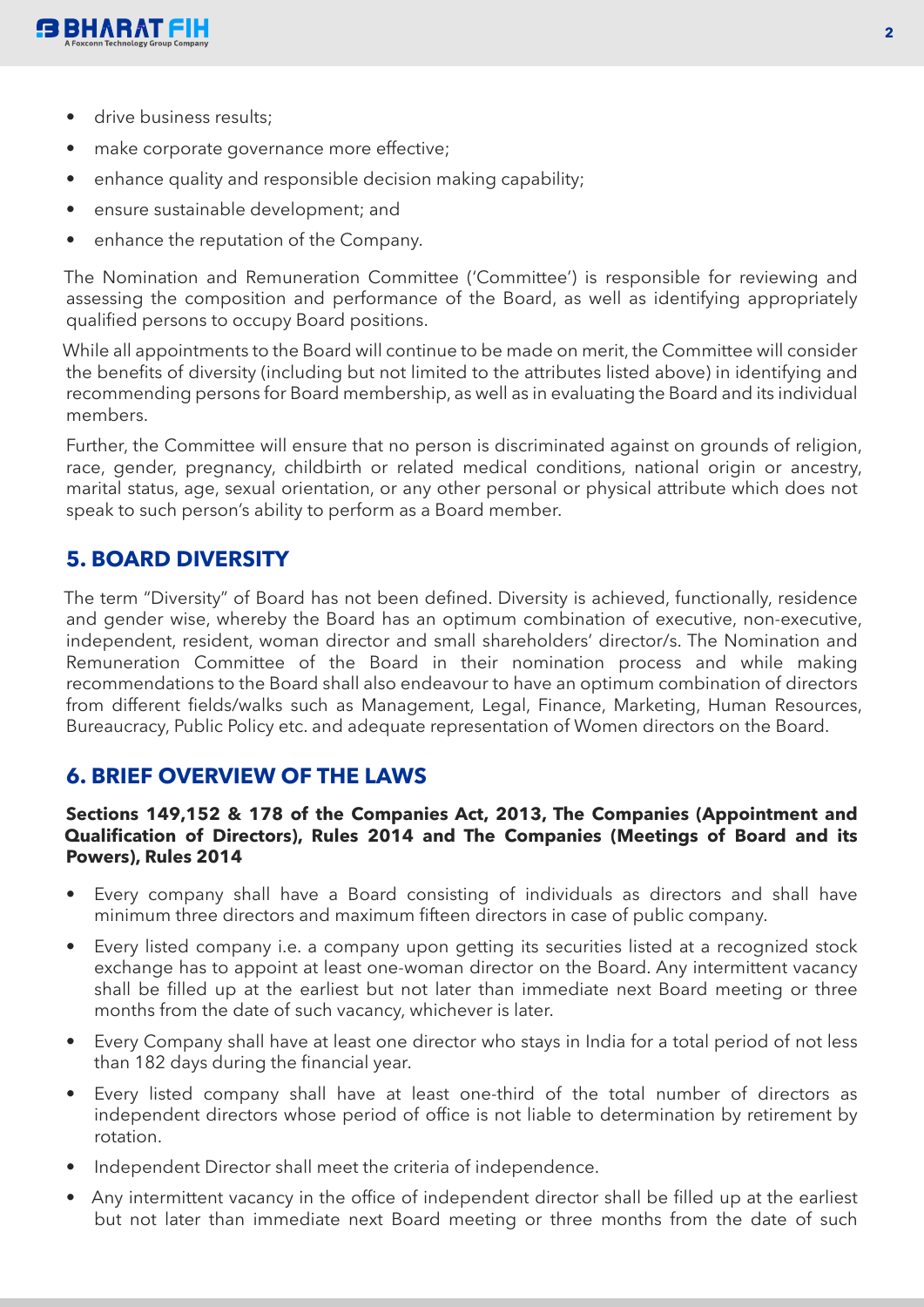- drive business results;
- make corporate governance more effective;
- enhance quality and responsible decision making capability;
- ensure sustainable development; and
- enhance the reputation of the Company.

The Nomination and Remuneration Committee ('Committee') is responsible for reviewing and assessing the composition and performance of the Board, as well as identifying appropriately qualified persons to occupy Board positions.

While all appointments to the Board will continue to be made on merit, the Committee will consider the benefits of diversity (including but not limited to the attributes listed above) in identifying and recommending persons for Board membership, as well as in evaluating the Board and its individual members.

Further, the Committee will ensure that no person is discriminated against on grounds of religion, race, gender, pregnancy, childbirth or related medical conditions, national origin or ancestry, marital status, age, sexual orientation, or any other personal or physical attribute which does not speak to such person's ability to perform as a Board member.

## 5. BOARD DIVERSITY

The term "Diversity" of Board has not been defined. Diversity is achieved, functionally, residence and gender wise, whereby the Board has an optimum combination of executive, non-executive, independent, resident, woman director and small shareholders' director/s. The Nomination and Remuneration Committee of the Board in their nomination process and while making recommendations to the Board shall also endeavour to have an optimum combination of directors from different fields/walks such as Management, Legal, Finance, Marketing, Human Resources, Bureaucracy, Public Policy etc. and adequate representation of Women directors on the Board.

## 6. BRIEF OVERVIEW OF THE LAWS

**Sections 149,152 & 178 of the Companies Act, 2013, The Companies (Appointment and Qualification of Directors), Rules 2014 and The Companies (Meetings of Board and its Powers), Rules 2014**

- Every company shall have a Board consisting of individuals as directors and shall have minimum three directors and maximum fifteen directors in case of public company.
- Every listed company i.e. a company upon getting its securities listed at a recognized stock exchange has to appoint at least one-woman director on the Board. Any intermittent vacancy shall be filled up at the earliest but not later than immediate next Board meeting or three months from the date of such vacancy, whichever is later.
- Every Company shall have at least one director who stays in India for a total period of not less than 182 days during the financial year.
- Every listed company shall have at least one-third of the total number of directors as independent directors whose period of office is not liable to determination by retirement by rotation.
- Independent Director shall meet the criteria of independence.
- Any intermittent vacancy in the office of independent director shall be filled up at the earliest but not later than immediate next Board meeting or three months from the date of such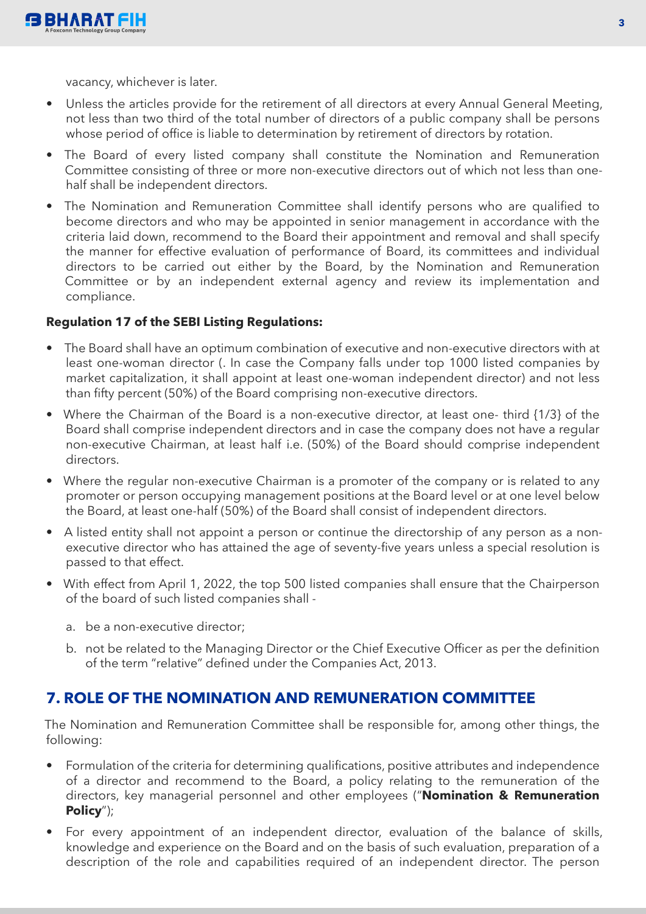vacancy, whichever is later.

- Unless the articles provide for the retirement of all directors at every Annual General Meeting, not less than two third of the total number of directors of a public company shall be persons whose period of office is liable to determination by retirement of directors by rotation.
- The Board of every listed company shall constitute the Nomination and Remuneration Committee consisting of three or more non-executive directors out of which not less than one-half shall be independent directors.
- The Nomination and Remuneration Committee shall identify persons who are qualified to become directors and who may be appointed in senior management in accordance with the criteria laid down, recommend to the Board their appointment and removal and shall specify the manner for effective evaluation of performance of Board, its committees and individual directors to be carried out either by the Board, by the Nomination and Remuneration Committee or by an independent external agency and review its implementation and compliance.

**Regulation 17 of the SEBI Listing Regulations:**

- The Board shall have an optimum combination of executive and non-executive directors with at least one-woman director (. In case the Company falls under top 1000 listed companies by market capitalization, it shall appoint at least one-woman independent director) and not less than fifty percent (50%) of the Board comprising non-executive directors.
- Where the Chairman of the Board is a non-executive director, at least one- third {1/3} of the Board shall comprise independent directors and in case the company does not have a regular non-executive Chairman, at least half i.e. (50%) of the Board should comprise independent directors.
- Where the regular non-executive Chairman is a promoter of the company or is related to any promoter or person occupying management positions at the Board level or at one level below the Board, at least one-half (50%) of the Board shall consist of independent directors.
- A listed entity shall not appoint a person or continue the directorship of any person as a non-executive director who has attained the age of seventy-five years unless a special resolution is passed to that effect.
- With effect from April 1, 2022, the top 500 listed companies shall ensure that the Chairperson of the board of such listed companies shall -
  a. be a non-executive director;
  b. not be related to the Managing Director or the Chief Executive Officer as per the definition of the term "relative" defined under the Companies Act, 2013.

## 7. ROLE OF THE NOMINATION AND REMUNERATION COMMITTEE

The Nomination and Remuneration Committee shall be responsible for, among other things, the following:

- Formulation of the criteria for determining qualifications, positive attributes and independence of a director and recommend to the Board, a policy relating to the remuneration of the directors, key managerial personnel and other employees ("**Nomination & Remuneration Policy**");
- For every appointment of an independent director, evaluation of the balance of skills, knowledge and experience on the Board and on the basis of such evaluation, preparation of a description of the role and capabilities required of an independent director. The person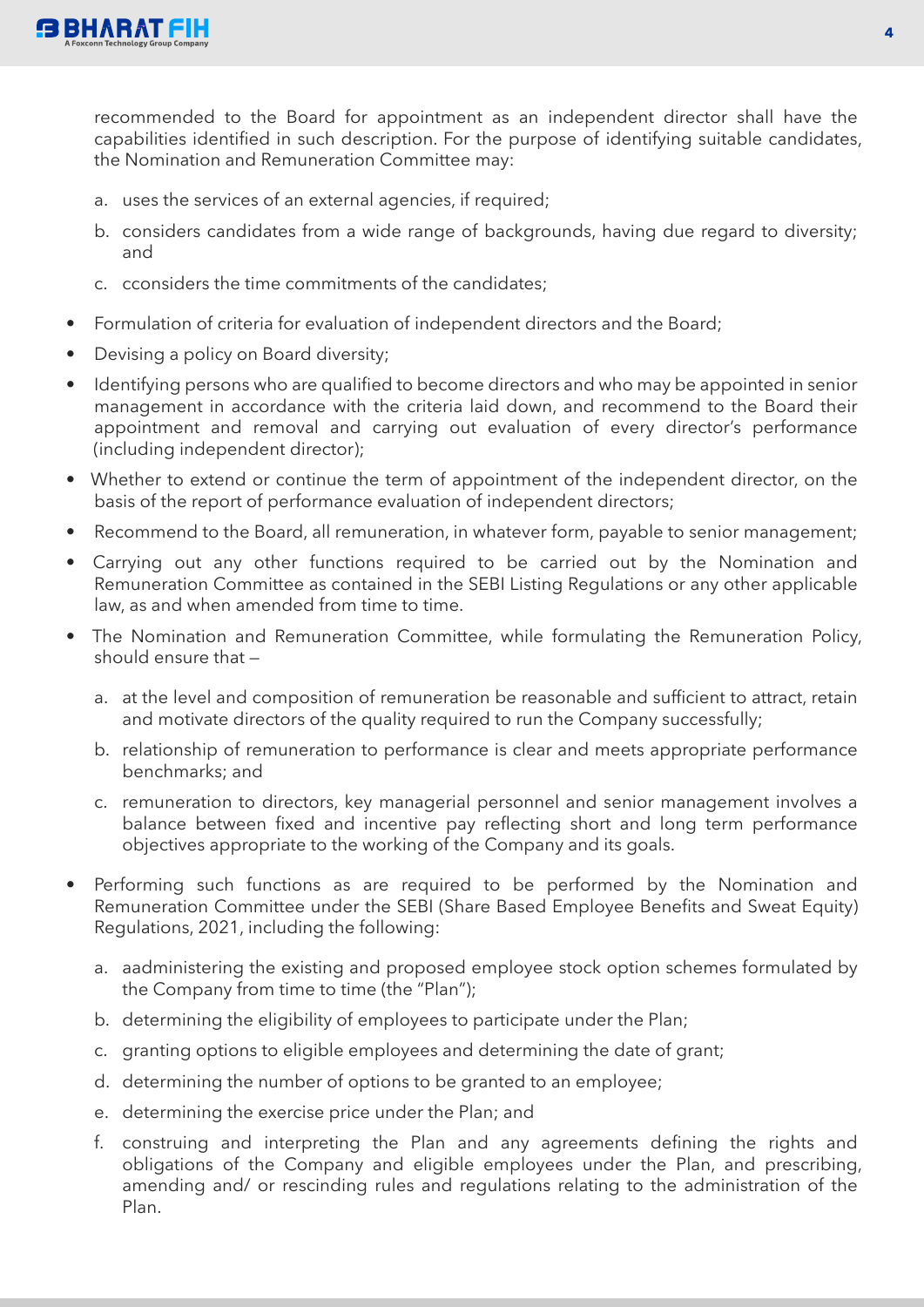recommended to the Board for appointment as an independent director shall have the capabilities identified in such description. For the purpose of identifying suitable candidates, the Nomination and Remuneration Committee may:

a. uses the services of an external agencies, if required;

b. considers candidates from a wide range of backgrounds, having due regard to diversity; and

c. cconsiders the time commitments of the candidates;

- Formulation of criteria for evaluation of independent directors and the Board;
- Devising a policy on Board diversity;
- Identifying persons who are qualified to become directors and who may be appointed in senior management in accordance with the criteria laid down, and recommend to the Board their appointment and removal and carrying out evaluation of every director's performance (including independent director);
- Whether to extend or continue the term of appointment of the independent director, on the basis of the report of performance evaluation of independent directors;
- Recommend to the Board, all remuneration, in whatever form, payable to senior management;
- Carrying out any other functions required to be carried out by the Nomination and Remuneration Committee as contained in the SEBI Listing Regulations or any other applicable law, as and when amended from time to time.
- The Nomination and Remuneration Committee, while formulating the Remuneration Policy, should ensure that —

  a. at the level and composition of remuneration be reasonable and sufficient to attract, retain and motivate directors of the quality required to run the Company successfully;

  b. relationship of remuneration to performance is clear and meets appropriate performance benchmarks; and

  c. remuneration to directors, key managerial personnel and senior management involves a balance between fixed and incentive pay reflecting short and long term performance objectives appropriate to the working of the Company and its goals.

- Performing such functions as are required to be performed by the Nomination and Remuneration Committee under the SEBI (Share Based Employee Benefits and Sweat Equity) Regulations, 2021, including the following:

  a. aadministering the existing and proposed employee stock option schemes formulated by the Company from time to time (the "Plan");

  b. determining the eligibility of employees to participate under the Plan;

  c. granting options to eligible employees and determining the date of grant;

  d. determining the number of options to be granted to an employee;

  e. determining the exercise price under the Plan; and

  f. construing and interpreting the Plan and any agreements defining the rights and obligations of the Company and eligible employees under the Plan, and prescribing, amending and/ or rescinding rules and regulations relating to the administration of the Plan.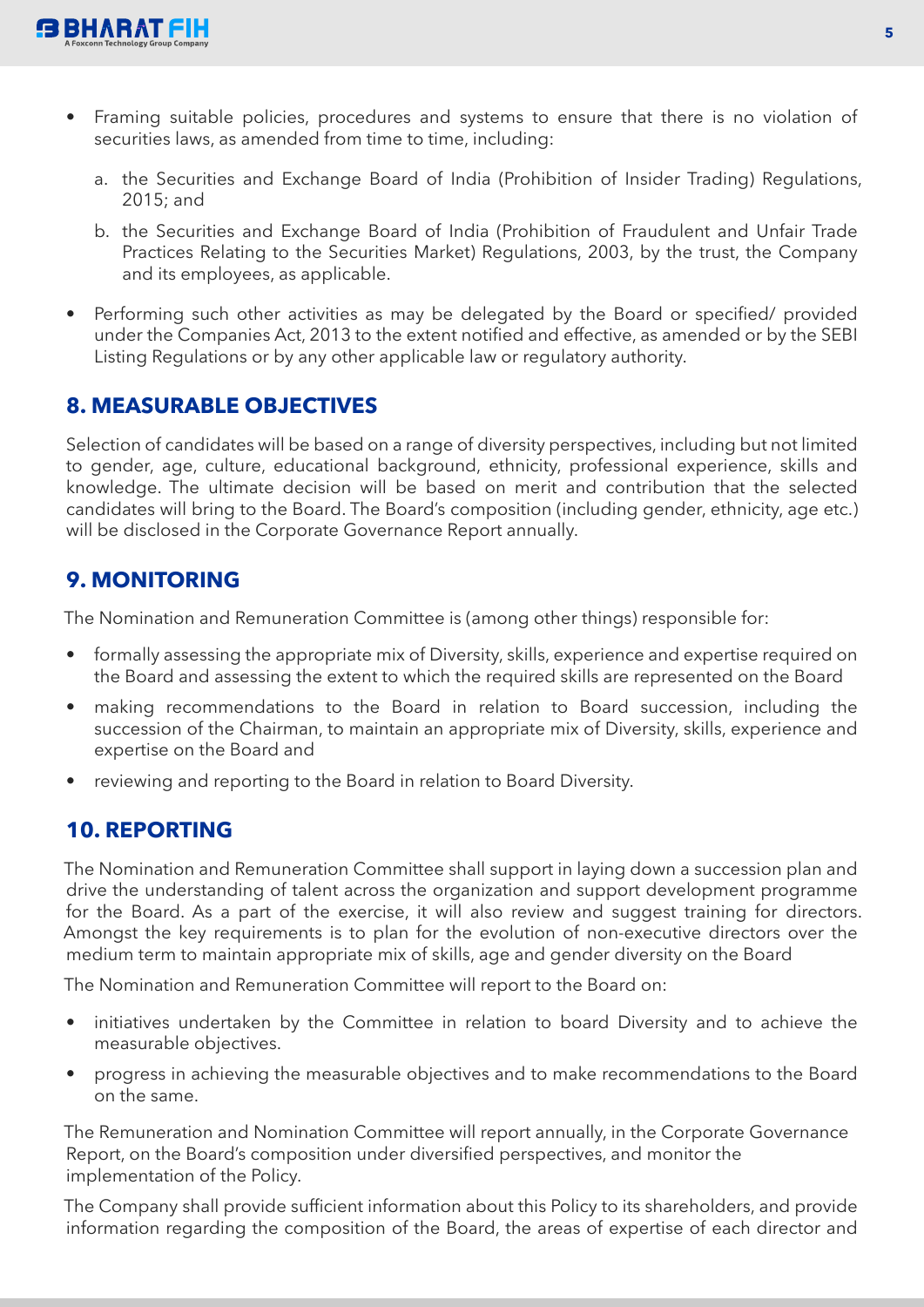- Framing suitable policies, procedures and systems to ensure that there is no violation of securities laws, as amended from time to time, including:

   a. the Securities and Exchange Board of India (Prohibition of Insider Trading) Regulations, 2015; and

   b. the Securities and Exchange Board of India (Prohibition of Fraudulent and Unfair Trade Practices Relating to the Securities Market) Regulations, 2003, by the trust, the Company and its employees, as applicable.

- Performing such other activities as may be delegated by the Board or specified/ provided under the Companies Act, 2013 to the extent notified and effective, as amended or by the SEBI Listing Regulations or by any other applicable law or regulatory authority.

## 8. MEASURABLE OBJECTIVES

Selection of candidates will be based on a range of diversity perspectives, including but not limited to gender, age, culture, educational background, ethnicity, professional experience, skills and knowledge. The ultimate decision will be based on merit and contribution that the selected candidates will bring to the Board. The Board's composition (including gender, ethnicity, age etc.) will be disclosed in the Corporate Governance Report annually.

## 9. MONITORING

The Nomination and Remuneration Committee is (among other things) responsible for:

- formally assessing the appropriate mix of Diversity, skills, experience and expertise required on the Board and assessing the extent to which the required skills are represented on the Board
- making recommendations to the Board in relation to Board succession, including the succession of the Chairman, to maintain an appropriate mix of Diversity, skills, experience and expertise on the Board and
- reviewing and reporting to the Board in relation to Board Diversity.

## 10. REPORTING

The Nomination and Remuneration Committee shall support in laying down a succession plan and drive the understanding of talent across the organization and support development programme for the Board. As a part of the exercise, it will also review and suggest training for directors. Amongst the key requirements is to plan for the evolution of non-executive directors over the medium term to maintain appropriate mix of skills, age and gender diversity on the Board

The Nomination and Remuneration Committee will report to the Board on:

- initiatives undertaken by the Committee in relation to board Diversity and to achieve the measurable objectives.
- progress in achieving the measurable objectives and to make recommendations to the Board on the same.

The Remuneration and Nomination Committee will report annually, in the Corporate Governance Report, on the Board's composition under diversified perspectives, and monitor the implementation of the Policy.

The Company shall provide sufficient information about this Policy to its shareholders, and provide information regarding the composition of the Board, the areas of expertise of each director and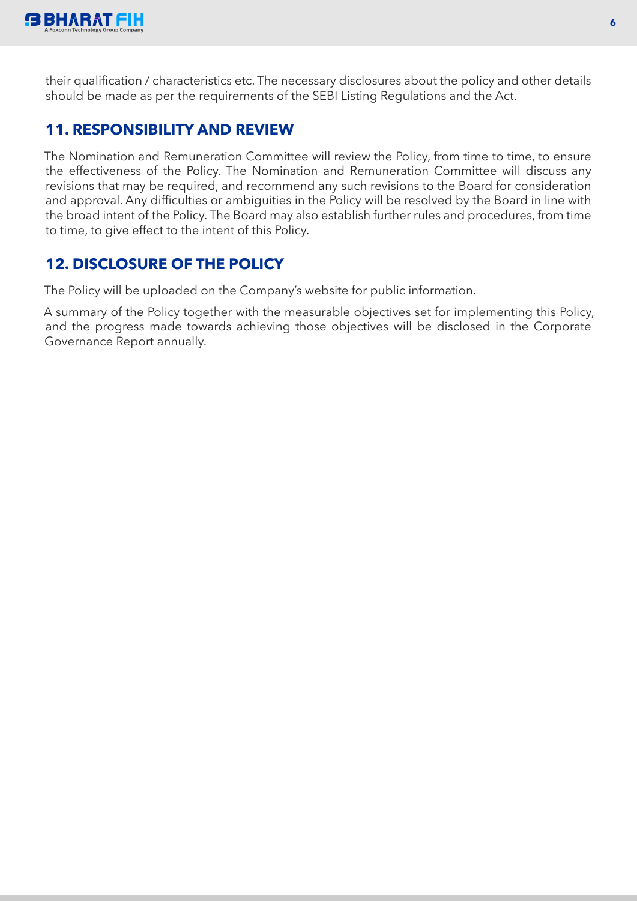their qualification / characteristics etc. The necessary disclosures about the policy and other details should be made as per the requirements of the SEBI Listing Regulations and the Act.

## 11. RESPONSIBILITY AND REVIEW

The Nomination and Remuneration Committee will review the Policy, from time to time, to ensure the effectiveness of the Policy. The Nomination and Remuneration Committee will discuss any revisions that may be required, and recommend any such revisions to the Board for consideration and approval. Any difficulties or ambiguities in the Policy will be resolved by the Board in line with the broad intent of the Policy. The Board may also establish further rules and procedures, from time to time, to give effect to the intent of this Policy.

## 12. DISCLOSURE OF THE POLICY

The Policy will be uploaded on the Company's website for public information.

A summary of the Policy together with the measurable objectives set for implementing this Policy, and the progress made towards achieving those objectives will be disclosed in the Corporate Governance Report annually.